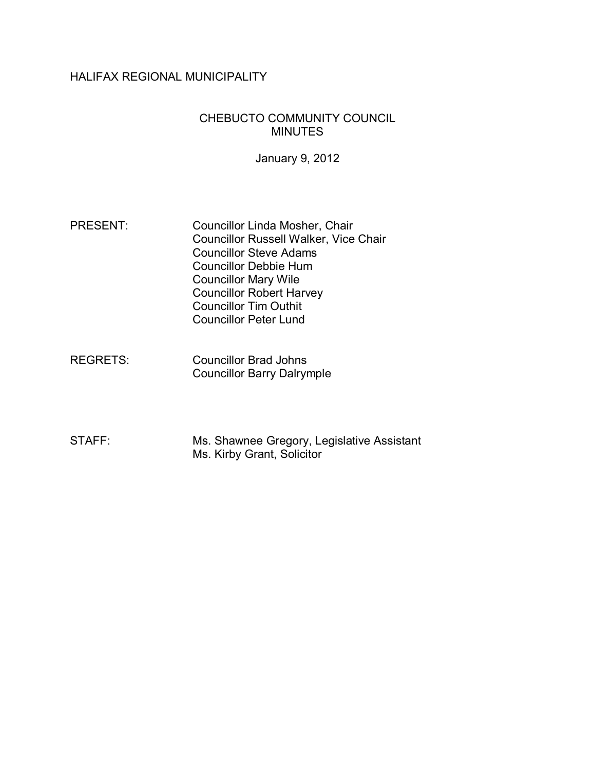HALIFAX REGIONAL MUNICIPALITY

CHEBUCTO COMMUNITY COUNCIL
MINUTES

January 9, 2012

| | |
|---|---|
| PRESENT: | Councillor Linda Mosher, Chair<br>Councillor Russell Walker, Vice Chair<br>Councillor Steve Adams<br>Councillor Debbie Hum<br>Councillor Mary Wile<br>Councillor Robert Harvey<br>Councillor Tim Outhit<br>Councillor Peter Lund |
| REGRETS: | Councillor Brad Johns<br>Councillor Barry Dalrymple |
| STAFF: | Ms. Shawnee Gregory, Legislative Assistant<br>Ms. Kirby Grant, Solicitor |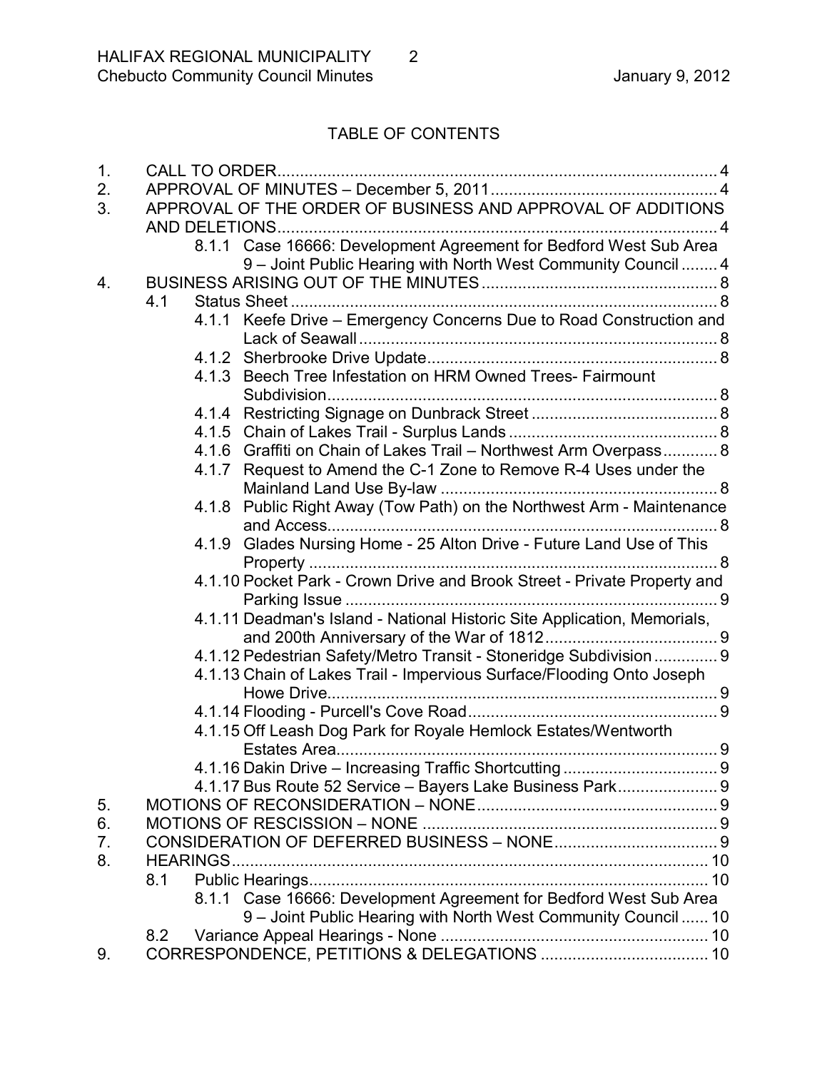## TABLE OF CONTENTS

1. CALL TO ORDER ..... 4
2. APPROVAL OF MINUTES – December 5, 2011 ..... 4
3. APPROVAL OF THE ORDER OF BUSINESS AND APPROVAL OF ADDITIONS AND DELETIONS ..... 4
    - 8.1.1 Case 16666: Development Agreement for Bedford West Sub Area 9 – Joint Public Hearing with North West Community Council ..... 4
4. BUSINESS ARISING OUT OF THE MINUTES ..... 8
    - 4.1 Status Sheet ..... 8
        - 4.1.1 Keefe Drive – Emergency Concerns Due to Road Construction and Lack of Seawall ..... 8
        - 4.1.2 Sherbrooke Drive Update ..... 8
        - 4.1.3 Beech Tree Infestation on HRM Owned Trees- Fairmount Subdivision ..... 8
        - 4.1.4 Restricting Signage on Dunbrack Street ..... 8
        - 4.1.5 Chain of Lakes Trail - Surplus Lands ..... 8
        - 4.1.6 Graffiti on Chain of Lakes Trail – Northwest Arm Overpass ..... 8
        - 4.1.7 Request to Amend the C-1 Zone to Remove R-4 Uses under the Mainland Land Use By-law ..... 8
        - 4.1.8 Public Right Away (Tow Path) on the Northwest Arm - Maintenance and Access ..... 8
        - 4.1.9 Glades Nursing Home - 25 Alton Drive - Future Land Use of This Property ..... 8
        - 4.1.10 Pocket Park - Crown Drive and Brook Street - Private Property and Parking Issue ..... 9
        - 4.1.11 Deadman's Island - National Historic Site Application, Memorials, and 200th Anniversary of the War of 1812 ..... 9
        - 4.1.12 Pedestrian Safety/Metro Transit - Stoneridge Subdivision ..... 9
        - 4.1.13 Chain of Lakes Trail - Impervious Surface/Flooding Onto Joseph Howe Drive ..... 9
        - 4.1.14 Flooding - Purcell's Cove Road ..... 9
        - 4.1.15 Off Leash Dog Park for Royale Hemlock Estates/Wentworth Estates Area ..... 9
        - 4.1.16 Dakin Drive – Increasing Traffic Shortcutting ..... 9
        - 4.1.17 Bus Route 52 Service – Bayers Lake Business Park ..... 9
5. MOTIONS OF RECONSIDERATION – NONE ..... 9
6. MOTIONS OF RESCISSION – NONE ..... 9
7. CONSIDERATION OF DEFERRED BUSINESS – NONE ..... 9
8. HEARINGS ..... 10
    - 8.1 Public Hearings ..... 10
        - 8.1.1 Case 16666: Development Agreement for Bedford West Sub Area 9 – Joint Public Hearing with North West Community Council ..... 10
    - 8.2 Variance Appeal Hearings - None ..... 10
9. CORRESPONDENCE, PETITIONS & DELEGATIONS ..... 10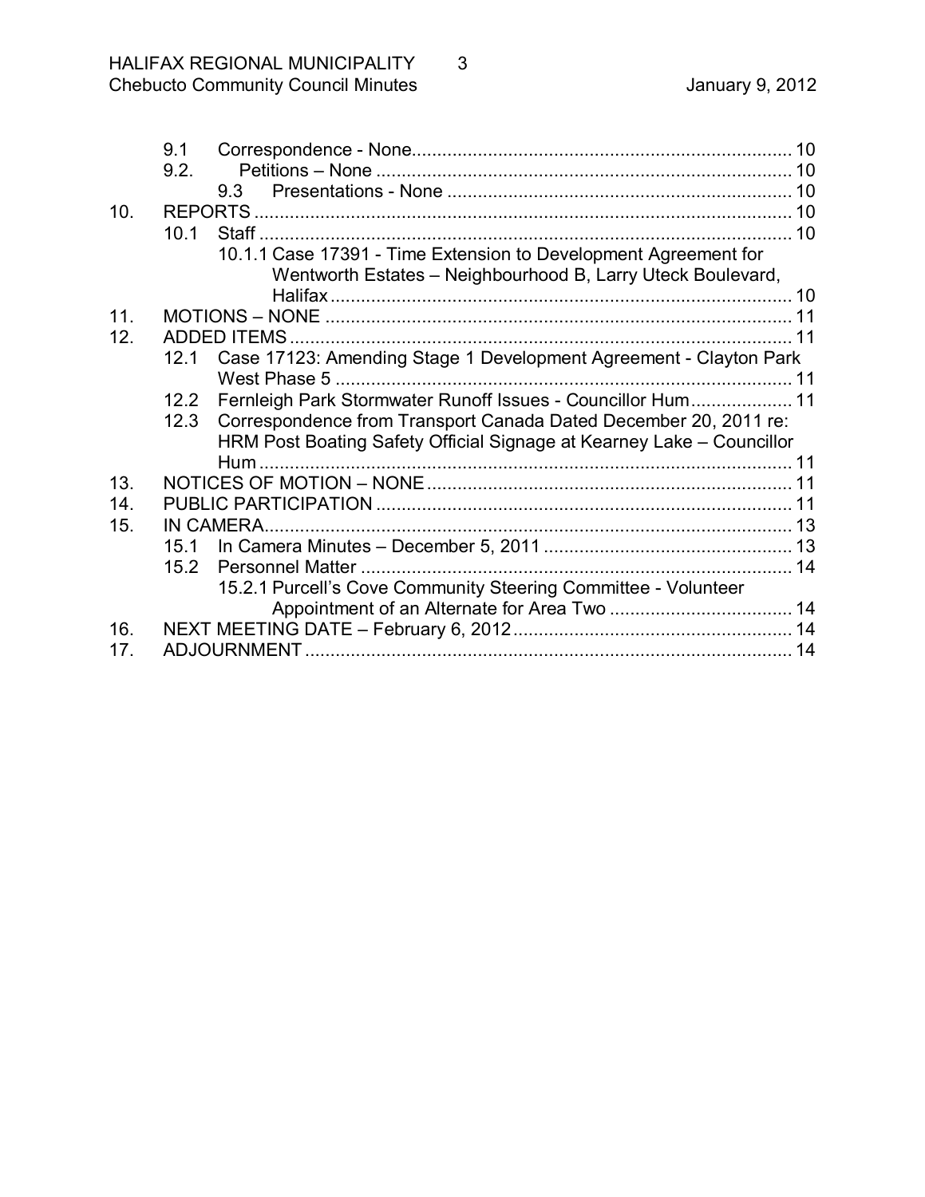- 9.1 Correspondence - None .......... 10
- 9.2. Petitions – None .......... 10
- 9.3 Presentations - None .......... 10

10. REPORTS .......... 10
    - 10.1 Staff .......... 10
        - 10.1.1 Case 17391 - Time Extension to Development Agreement for Wentworth Estates – Neighbourhood B, Larry Uteck Boulevard, Halifax .......... 10
11. MOTIONS – NONE .......... 11
12. ADDED ITEMS .......... 11
    - 12.1 Case 17123: Amending Stage 1 Development Agreement - Clayton Park West Phase 5 .......... 11
    - 12.2 Fernleigh Park Stormwater Runoff Issues - Councillor Hum .......... 11
    - 12.3 Correspondence from Transport Canada Dated December 20, 2011 re: HRM Post Boating Safety Official Signage at Kearney Lake – Councillor Hum .......... 11
13. NOTICES OF MOTION – NONE .......... 11
14. PUBLIC PARTICIPATION .......... 11
15. IN CAMERA .......... 13
    - 15.1 In Camera Minutes – December 5, 2011 .......... 13
    - 15.2 Personnel Matter .......... 14
        - 15.2.1 Purcell's Cove Community Steering Committee - Volunteer Appointment of an Alternate for Area Two .......... 14
16. NEXT MEETING DATE – February 6, 2012 .......... 14
17. ADJOURNMENT .......... 14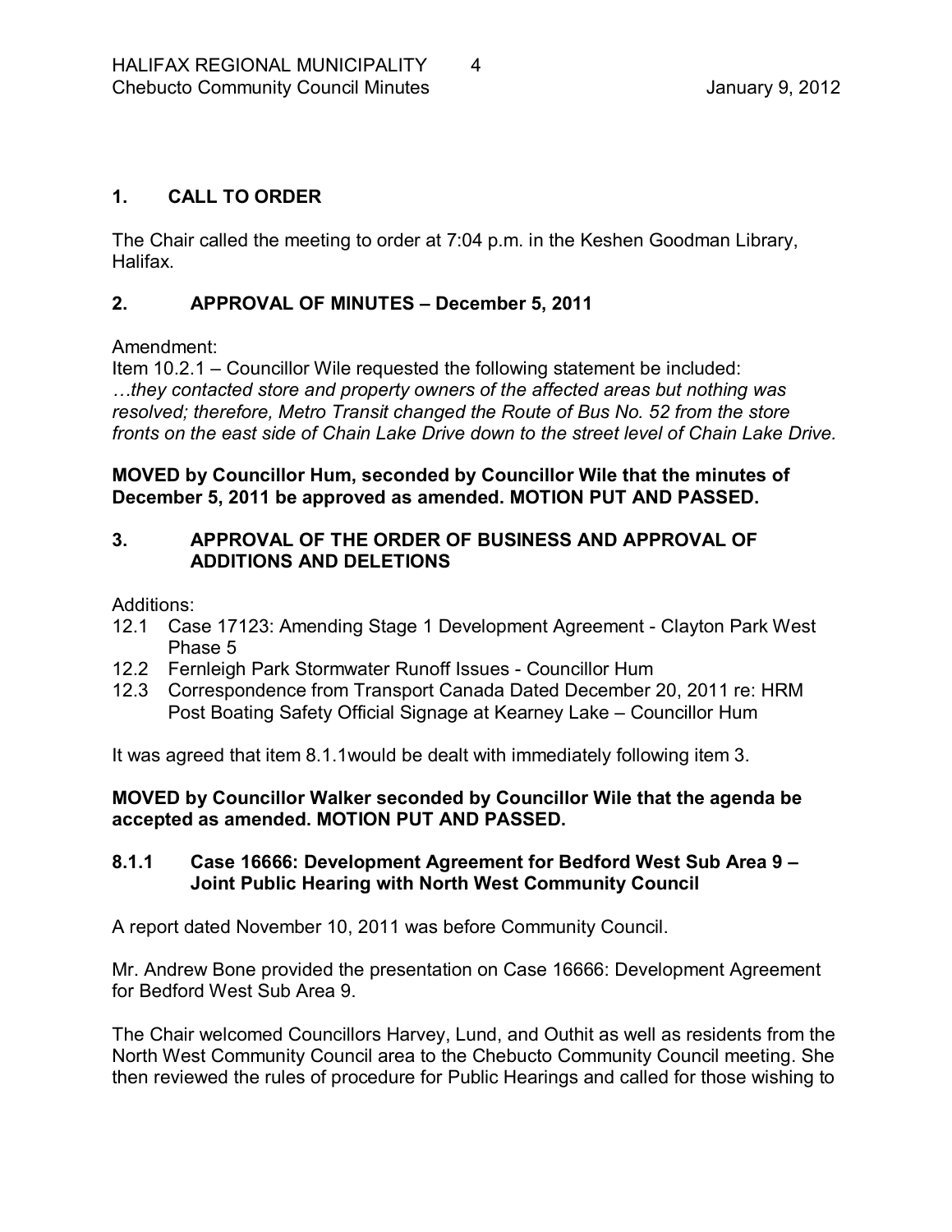## 1. CALL TO ORDER

The Chair called the meeting to order at 7:04 p.m. in the Keshen Goodman Library, Halifax.

## 2. APPROVAL OF MINUTES – December 5, 2011

Amendment:
Item 10.2.1 – Councillor Wile requested the following statement be included:
*…they contacted store and property owners of the affected areas but nothing was resolved; therefore, Metro Transit changed the Route of Bus No. 52 from the store fronts on the east side of Chain Lake Drive down to the street level of Chain Lake Drive.*

**MOVED by Councillor Hum, seconded by Councillor Wile that the minutes of December 5, 2011 be approved as amended. MOTION PUT AND PASSED.**

## 3. APPROVAL OF THE ORDER OF BUSINESS AND APPROVAL OF ADDITIONS AND DELETIONS

Additions:
- 12.1 Case 17123: Amending Stage 1 Development Agreement - Clayton Park West Phase 5
- 12.2 Fernleigh Park Stormwater Runoff Issues - Councillor Hum
- 12.3 Correspondence from Transport Canada Dated December 20, 2011 re: HRM Post Boating Safety Official Signage at Kearney Lake – Councillor Hum

It was agreed that item 8.1.1would be dealt with immediately following item 3.

**MOVED by Councillor Walker seconded by Councillor Wile that the agenda be accepted as amended. MOTION PUT AND PASSED.**

### 8.1.1 Case 16666: Development Agreement for Bedford West Sub Area 9 – Joint Public Hearing with North West Community Council

A report dated November 10, 2011 was before Community Council.

Mr. Andrew Bone provided the presentation on Case 16666: Development Agreement for Bedford West Sub Area 9.

The Chair welcomed Councillors Harvey, Lund, and Outhit as well as residents from the North West Community Council area to the Chebucto Community Council meeting. She then reviewed the rules of procedure for Public Hearings and called for those wishing to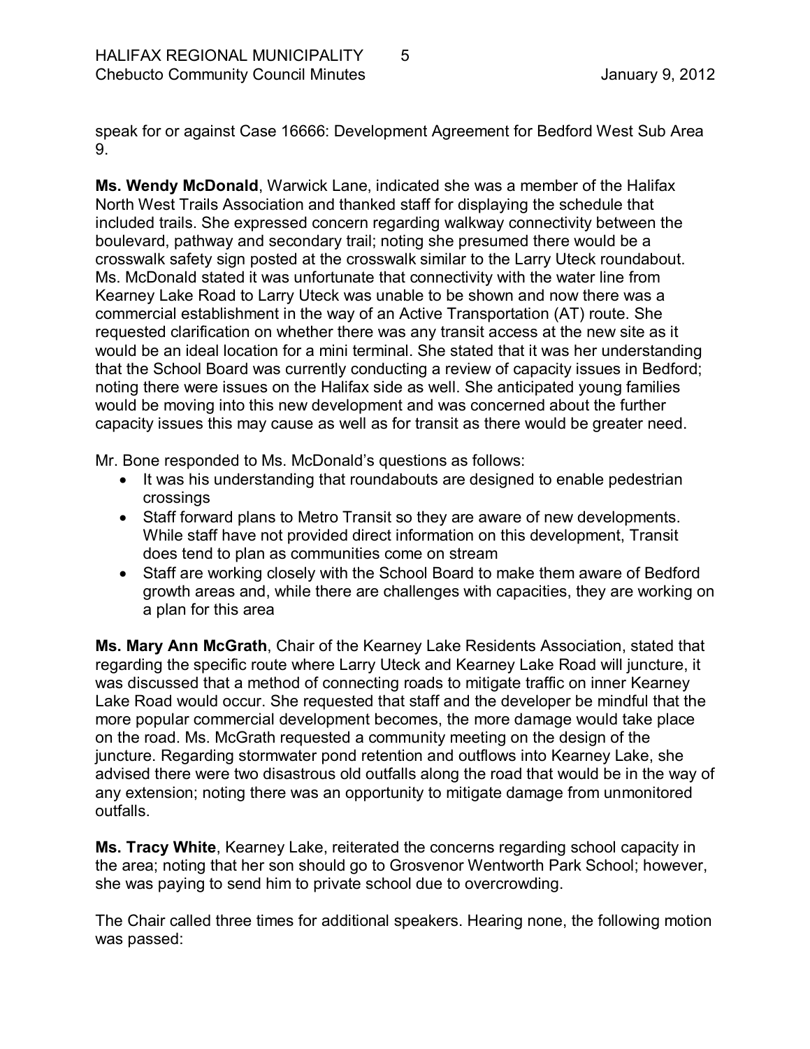speak for or against Case 16666: Development Agreement for Bedford West Sub Area 9.

**Ms. Wendy McDonald**, Warwick Lane, indicated she was a member of the Halifax North West Trails Association and thanked staff for displaying the schedule that included trails. She expressed concern regarding walkway connectivity between the boulevard, pathway and secondary trail; noting she presumed there would be a crosswalk safety sign posted at the crosswalk similar to the Larry Uteck roundabout. Ms. McDonald stated it was unfortunate that connectivity with the water line from Kearney Lake Road to Larry Uteck was unable to be shown and now there was a commercial establishment in the way of an Active Transportation (AT) route. She requested clarification on whether there was any transit access at the new site as it would be an ideal location for a mini terminal. She stated that it was her understanding that the School Board was currently conducting a review of capacity issues in Bedford; noting there were issues on the Halifax side as well. She anticipated young families would be moving into this new development and was concerned about the further capacity issues this may cause as well as for transit as there would be greater need.

Mr. Bone responded to Ms. McDonald's questions as follows:

- It was his understanding that roundabouts are designed to enable pedestrian crossings
- Staff forward plans to Metro Transit so they are aware of new developments. While staff have not provided direct information on this development, Transit does tend to plan as communities come on stream
- Staff are working closely with the School Board to make them aware of Bedford growth areas and, while there are challenges with capacities, they are working on a plan for this area

**Ms. Mary Ann McGrath**, Chair of the Kearney Lake Residents Association, stated that regarding the specific route where Larry Uteck and Kearney Lake Road will juncture, it was discussed that a method of connecting roads to mitigate traffic on inner Kearney Lake Road would occur. She requested that staff and the developer be mindful that the more popular commercial development becomes, the more damage would take place on the road. Ms. McGrath requested a community meeting on the design of the juncture. Regarding stormwater pond retention and outflows into Kearney Lake, she advised there were two disastrous old outfalls along the road that would be in the way of any extension; noting there was an opportunity to mitigate damage from unmonitored outfalls.

**Ms. Tracy White**, Kearney Lake, reiterated the concerns regarding school capacity in the area; noting that her son should go to Grosvenor Wentworth Park School; however, she was paying to send him to private school due to overcrowding.

The Chair called three times for additional speakers. Hearing none, the following motion was passed: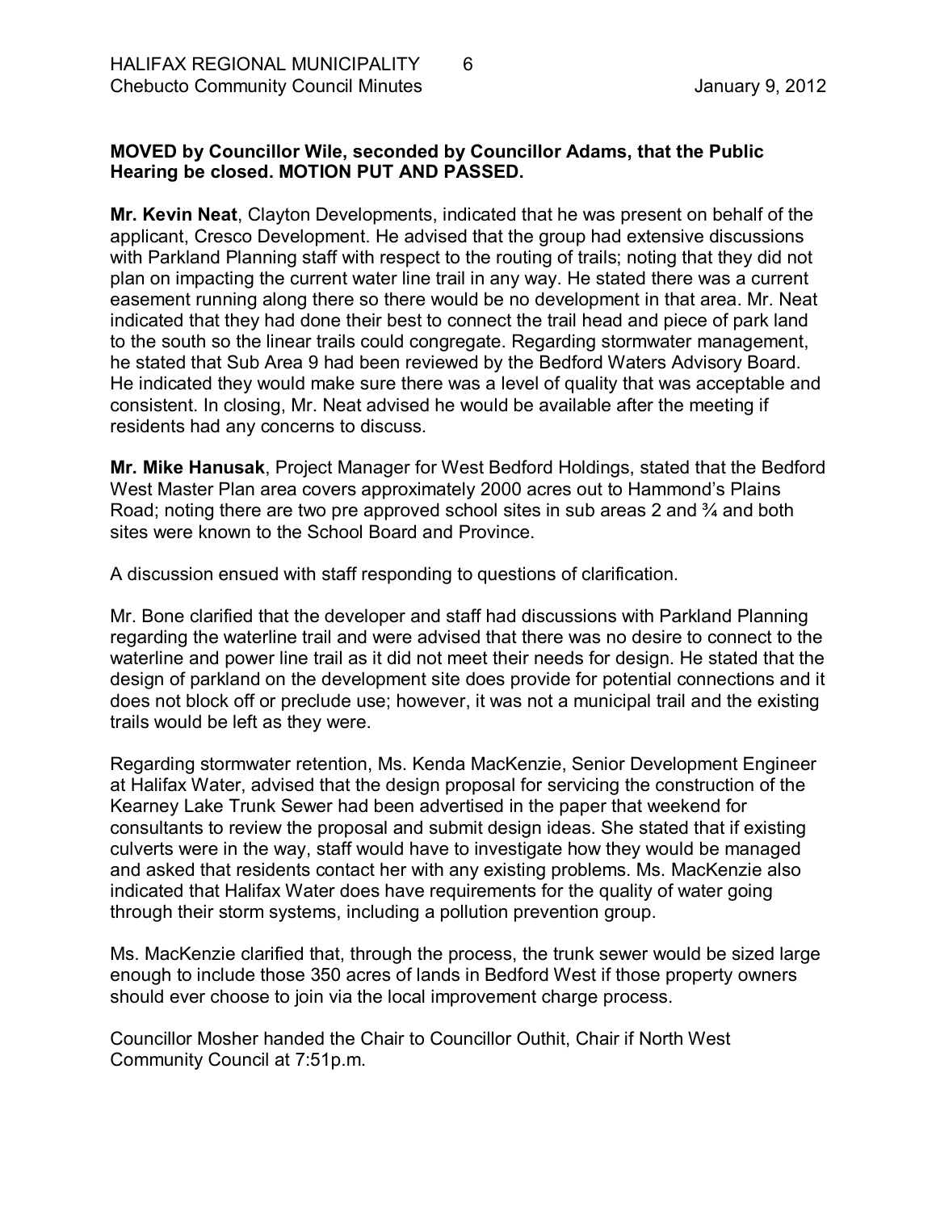**MOVED by Councillor Wile, seconded by Councillor Adams, that the Public Hearing be closed. MOTION PUT AND PASSED.**

**Mr. Kevin Neat**, Clayton Developments, indicated that he was present on behalf of the applicant, Cresco Development. He advised that the group had extensive discussions with Parkland Planning staff with respect to the routing of trails; noting that they did not plan on impacting the current water line trail in any way. He stated there was a current easement running along there so there would be no development in that area. Mr. Neat indicated that they had done their best to connect the trail head and piece of park land to the south so the linear trails could congregate. Regarding stormwater management, he stated that Sub Area 9 had been reviewed by the Bedford Waters Advisory Board. He indicated they would make sure there was a level of quality that was acceptable and consistent. In closing, Mr. Neat advised he would be available after the meeting if residents had any concerns to discuss.

**Mr. Mike Hanusak**, Project Manager for West Bedford Holdings, stated that the Bedford West Master Plan area covers approximately 2000 acres out to Hammond's Plains Road; noting there are two pre approved school sites in sub areas 2 and ¾ and both sites were known to the School Board and Province.

A discussion ensued with staff responding to questions of clarification.

Mr. Bone clarified that the developer and staff had discussions with Parkland Planning regarding the waterline trail and were advised that there was no desire to connect to the waterline and power line trail as it did not meet their needs for design. He stated that the design of parkland on the development site does provide for potential connections and it does not block off or preclude use; however, it was not a municipal trail and the existing trails would be left as they were.

Regarding stormwater retention, Ms. Kenda MacKenzie, Senior Development Engineer at Halifax Water, advised that the design proposal for servicing the construction of the Kearney Lake Trunk Sewer had been advertised in the paper that weekend for consultants to review the proposal and submit design ideas. She stated that if existing culverts were in the way, staff would have to investigate how they would be managed and asked that residents contact her with any existing problems. Ms. MacKenzie also indicated that Halifax Water does have requirements for the quality of water going through their storm systems, including a pollution prevention group.

Ms. MacKenzie clarified that, through the process, the trunk sewer would be sized large enough to include those 350 acres of lands in Bedford West if those property owners should ever choose to join via the local improvement charge process.

Councillor Mosher handed the Chair to Councillor Outhit, Chair if North West Community Council at 7:51p.m.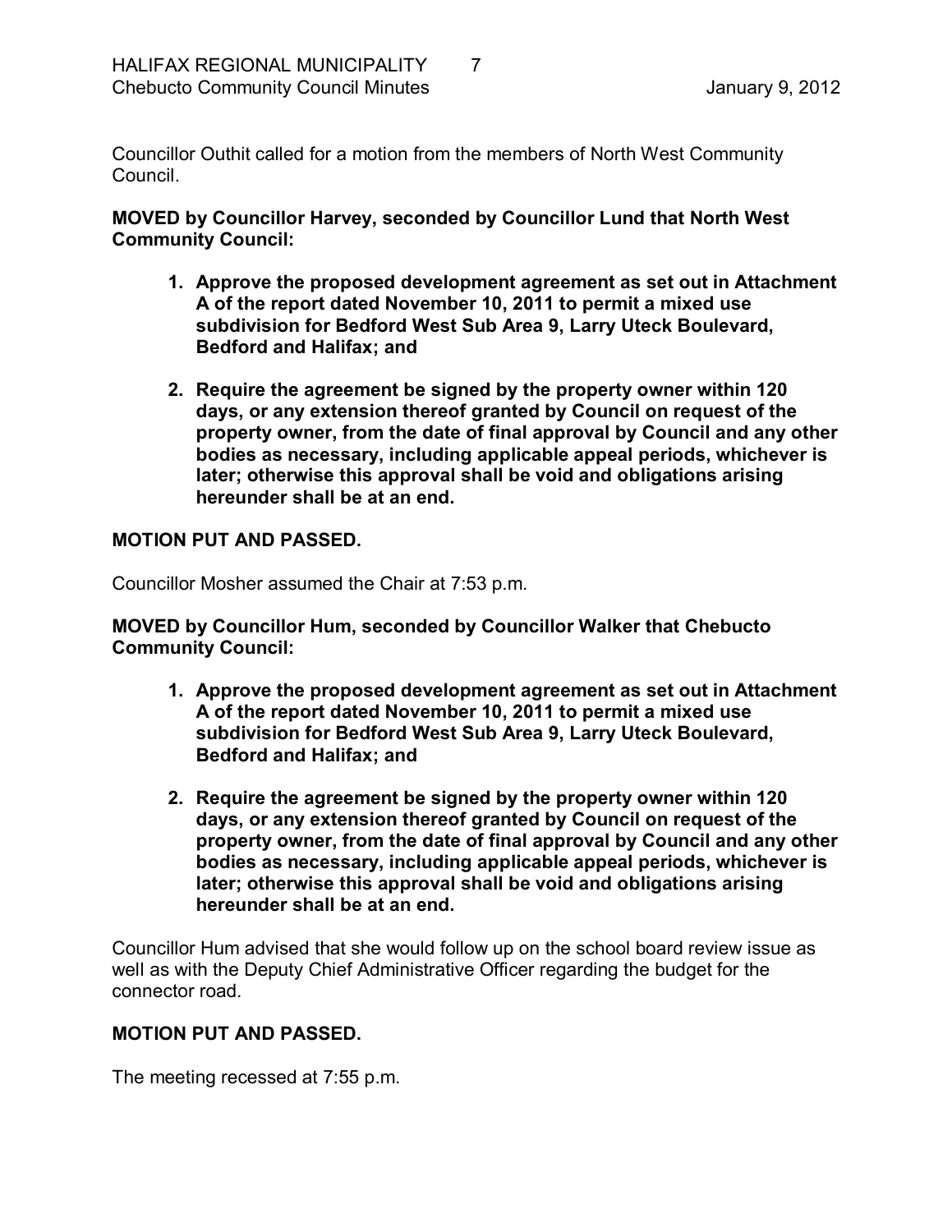Councillor Outhit called for a motion from the members of North West Community Council.

**MOVED by Councillor Harvey, seconded by Councillor Lund that North West Community Council:**

1. **Approve the proposed development agreement as set out in Attachment A of the report dated November 10, 2011 to permit a mixed use subdivision for Bedford West Sub Area 9, Larry Uteck Boulevard, Bedford and Halifax; and**
2. **Require the agreement be signed by the property owner within 120 days, or any extension thereof granted by Council on request of the property owner, from the date of final approval by Council and any other bodies as necessary, including applicable appeal periods, whichever is later; otherwise this approval shall be void and obligations arising hereunder shall be at an end.**

**MOTION PUT AND PASSED.**

Councillor Mosher assumed the Chair at 7:53 p.m.

**MOVED by Councillor Hum, seconded by Councillor Walker that Chebucto Community Council:**

1. **Approve the proposed development agreement as set out in Attachment A of the report dated November 10, 2011 to permit a mixed use subdivision for Bedford West Sub Area 9, Larry Uteck Boulevard, Bedford and Halifax; and**
2. **Require the agreement be signed by the property owner within 120 days, or any extension thereof granted by Council on request of the property owner, from the date of final approval by Council and any other bodies as necessary, including applicable appeal periods, whichever is later; otherwise this approval shall be void and obligations arising hereunder shall be at an end.**

Councillor Hum advised that she would follow up on the school board review issue as well as with the Deputy Chief Administrative Officer regarding the budget for the connector road.

**MOTION PUT AND PASSED.**

The meeting recessed at 7:55 p.m.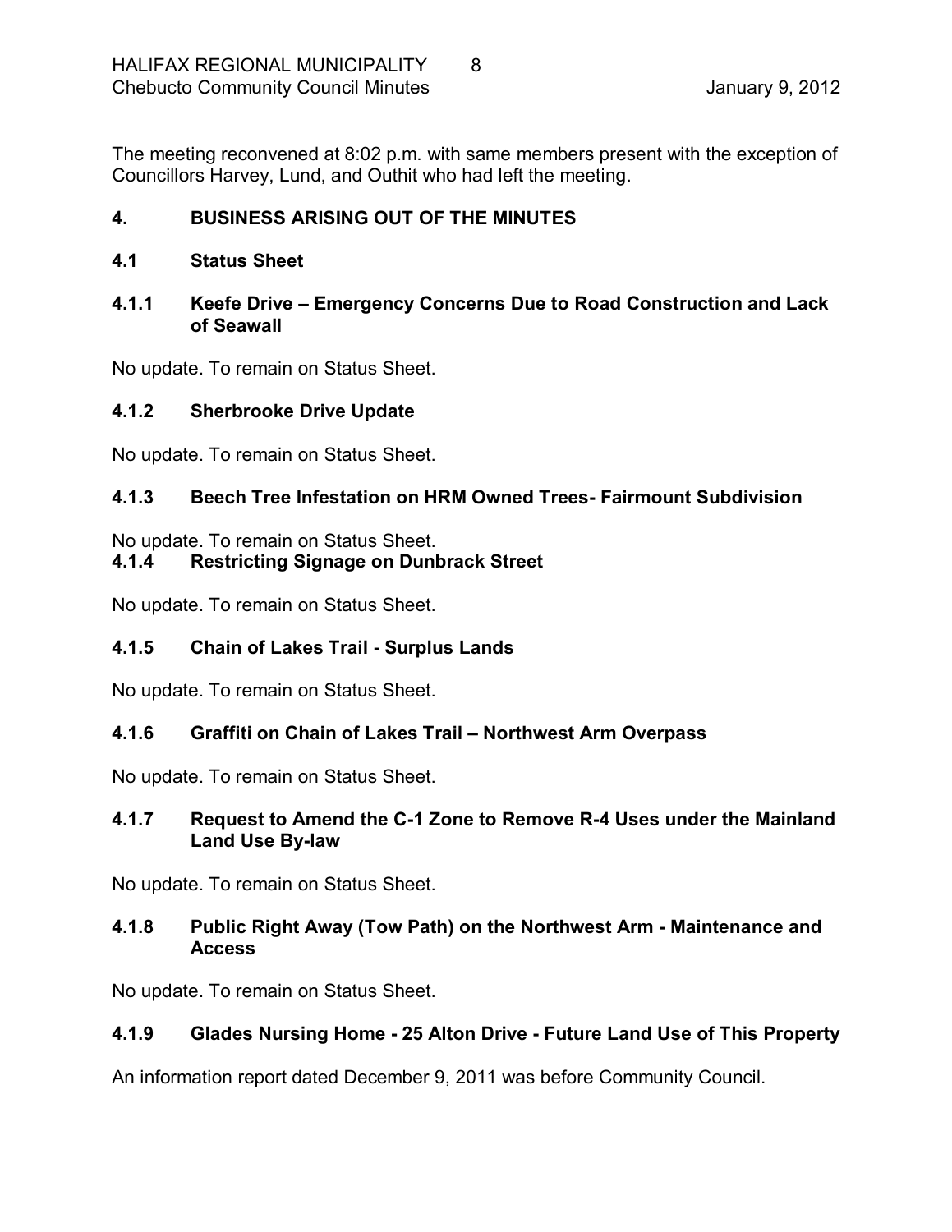The meeting reconvened at 8:02 p.m. with same members present with the exception of Councillors Harvey, Lund, and Outhit who had left the meeting.

## 4. BUSINESS ARISING OUT OF THE MINUTES

### 4.1 Status Sheet

#### 4.1.1 Keefe Drive – Emergency Concerns Due to Road Construction and Lack of Seawall

No update. To remain on Status Sheet.

#### 4.1.2 Sherbrooke Drive Update

No update. To remain on Status Sheet.

#### 4.1.3 Beech Tree Infestation on HRM Owned Trees- Fairmount Subdivision

No update. To remain on Status Sheet.

#### 4.1.4 Restricting Signage on Dunbrack Street

No update. To remain on Status Sheet.

#### 4.1.5 Chain of Lakes Trail - Surplus Lands

No update. To remain on Status Sheet.

#### 4.1.6 Graffiti on Chain of Lakes Trail – Northwest Arm Overpass

No update. To remain on Status Sheet.

#### 4.1.7 Request to Amend the C-1 Zone to Remove R-4 Uses under the Mainland Land Use By-law

No update. To remain on Status Sheet.

#### 4.1.8 Public Right Away (Tow Path) on the Northwest Arm - Maintenance and Access

No update. To remain on Status Sheet.

#### 4.1.9 Glades Nursing Home - 25 Alton Drive - Future Land Use of This Property

An information report dated December 9, 2011 was before Community Council.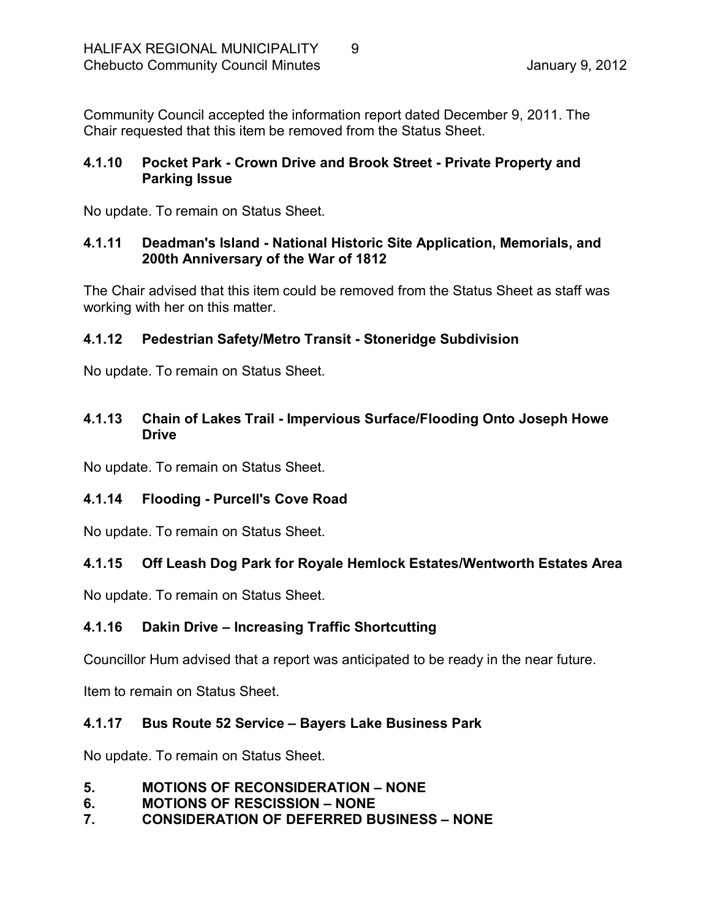Community Council accepted the information report dated December 9, 2011. The Chair requested that this item be removed from the Status Sheet.

### 4.1.10 Pocket Park - Crown Drive and Brook Street - Private Property and Parking Issue

No update. To remain on Status Sheet.

### 4.1.11 Deadman's Island - National Historic Site Application, Memorials, and 200th Anniversary of the War of 1812

The Chair advised that this item could be removed from the Status Sheet as staff was working with her on this matter.

### 4.1.12 Pedestrian Safety/Metro Transit - Stoneridge Subdivision

No update. To remain on Status Sheet.

### 4.1.13 Chain of Lakes Trail - Impervious Surface/Flooding Onto Joseph Howe Drive

No update. To remain on Status Sheet.

### 4.1.14 Flooding - Purcell's Cove Road

No update. To remain on Status Sheet.

### 4.1.15 Off Leash Dog Park for Royale Hemlock Estates/Wentworth Estates Area

No update. To remain on Status Sheet.

### 4.1.16 Dakin Drive – Increasing Traffic Shortcutting

Councillor Hum advised that a report was anticipated to be ready in the near future.

Item to remain on Status Sheet.

### 4.1.17 Bus Route 52 Service – Bayers Lake Business Park

No update. To remain on Status Sheet.

## 5. MOTIONS OF RECONSIDERATION – NONE

## 6. MOTIONS OF RESCISSION – NONE

## 7. CONSIDERATION OF DEFERRED BUSINESS – NONE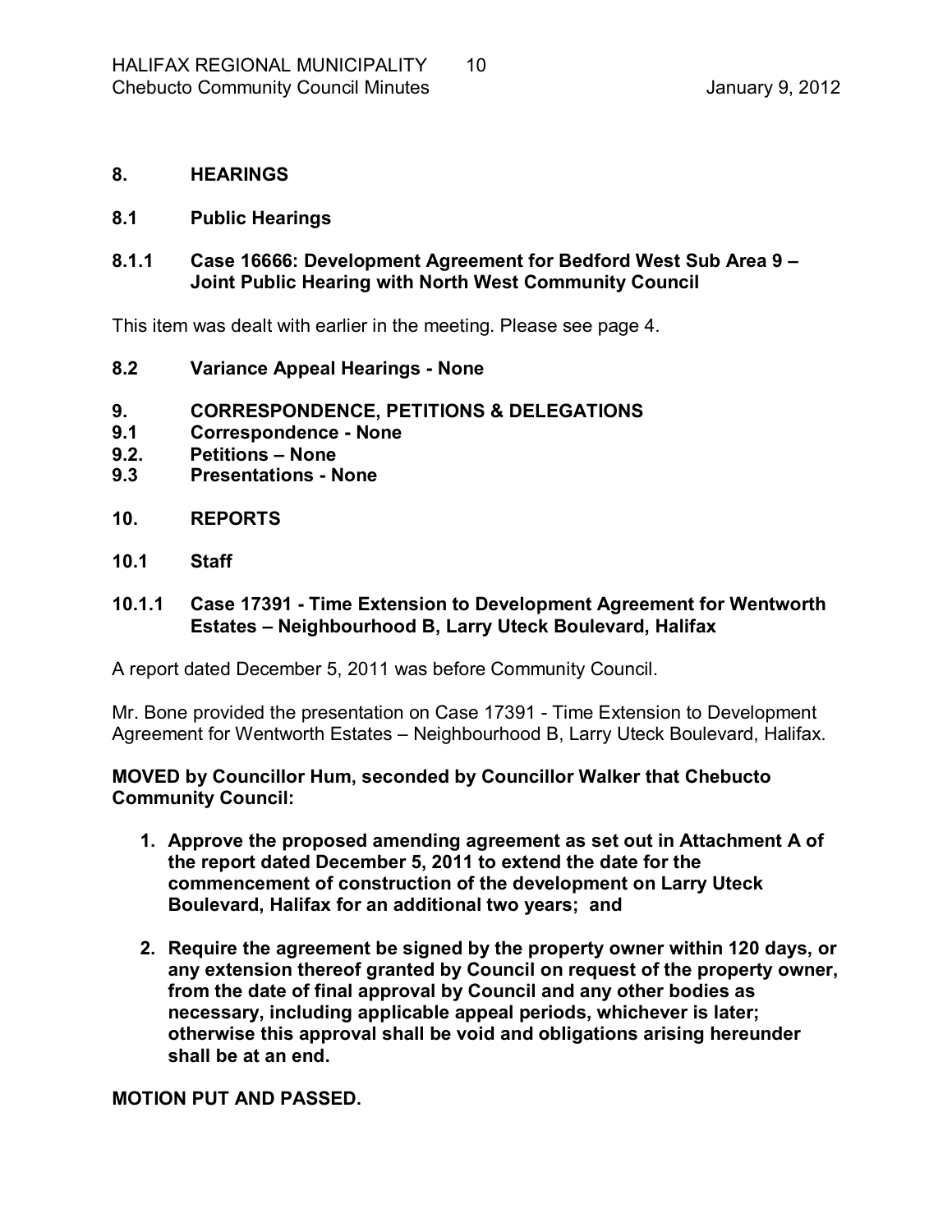## 8. HEARINGS

### 8.1 Public Hearings

#### 8.1.1 Case 16666: Development Agreement for Bedford West Sub Area 9 – Joint Public Hearing with North West Community Council

This item was dealt with earlier in the meeting. Please see page 4.

### 8.2 Variance Appeal Hearings - None

## 9. CORRESPONDENCE, PETITIONS & DELEGATIONS

### 9.1 Correspondence - None

### 9.2. Petitions – None

### 9.3 Presentations - None

## 10. REPORTS

### 10.1 Staff

#### 10.1.1 Case 17391 - Time Extension to Development Agreement for Wentworth Estates – Neighbourhood B, Larry Uteck Boulevard, Halifax

A report dated December 5, 2011 was before Community Council.

Mr. Bone provided the presentation on Case 17391 - Time Extension to Development Agreement for Wentworth Estates – Neighbourhood B, Larry Uteck Boulevard, Halifax.

**MOVED by Councillor Hum, seconded by Councillor Walker that Chebucto Community Council:**

1. **Approve the proposed amending agreement as set out in Attachment A of the report dated December 5, 2011 to extend the date for the commencement of construction of the development on Larry Uteck Boulevard, Halifax for an additional two years; and**
2. **Require the agreement be signed by the property owner within 120 days, or any extension thereof granted by Council on request of the property owner, from the date of final approval by Council and any other bodies as necessary, including applicable appeal periods, whichever is later; otherwise this approval shall be void and obligations arising hereunder shall be at an end.**

**MOTION PUT AND PASSED.**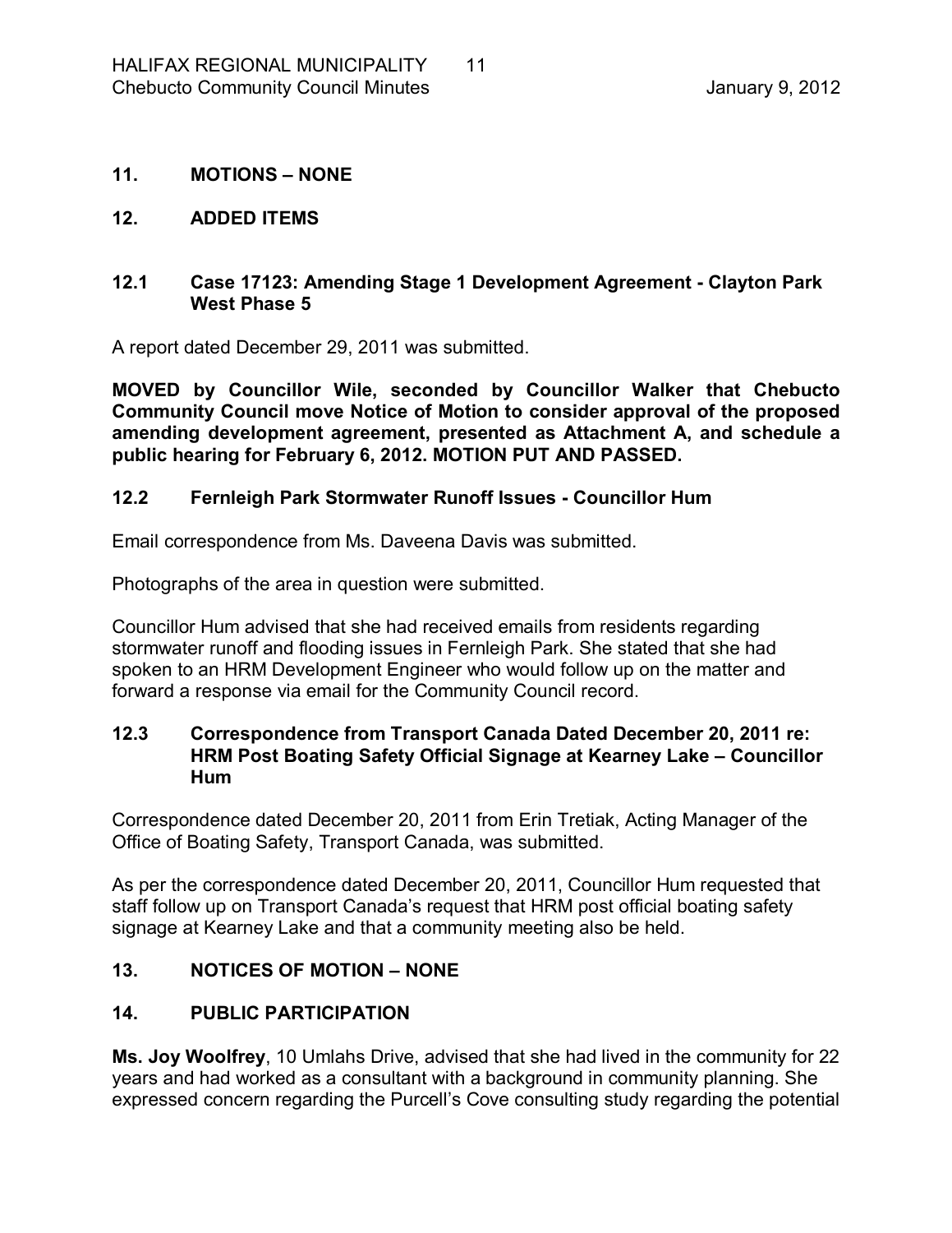## 11. MOTIONS – NONE

## 12. ADDED ITEMS

### 12.1 Case 17123: Amending Stage 1 Development Agreement - Clayton Park West Phase 5

A report dated December 29, 2011 was submitted.

**MOVED by Councillor Wile, seconded by Councillor Walker that Chebucto Community Council move Notice of Motion to consider approval of the proposed amending development agreement, presented as Attachment A, and schedule a public hearing for February 6, 2012. MOTION PUT AND PASSED.**

### 12.2 Fernleigh Park Stormwater Runoff Issues - Councillor Hum

Email correspondence from Ms. Daveena Davis was submitted.

Photographs of the area in question were submitted.

Councillor Hum advised that she had received emails from residents regarding stormwater runoff and flooding issues in Fernleigh Park. She stated that she had spoken to an HRM Development Engineer who would follow up on the matter and forward a response via email for the Community Council record.

### 12.3 Correspondence from Transport Canada Dated December 20, 2011 re: HRM Post Boating Safety Official Signage at Kearney Lake – Councillor Hum

Correspondence dated December 20, 2011 from Erin Tretiak, Acting Manager of the Office of Boating Safety, Transport Canada, was submitted.

As per the correspondence dated December 20, 2011, Councillor Hum requested that staff follow up on Transport Canada's request that HRM post official boating safety signage at Kearney Lake and that a community meeting also be held.

## 13. NOTICES OF MOTION – NONE

## 14. PUBLIC PARTICIPATION

**Ms. Joy Woolfrey**, 10 Umlahs Drive, advised that she had lived in the community for 22 years and had worked as a consultant with a background in community planning. She expressed concern regarding the Purcell's Cove consulting study regarding the potential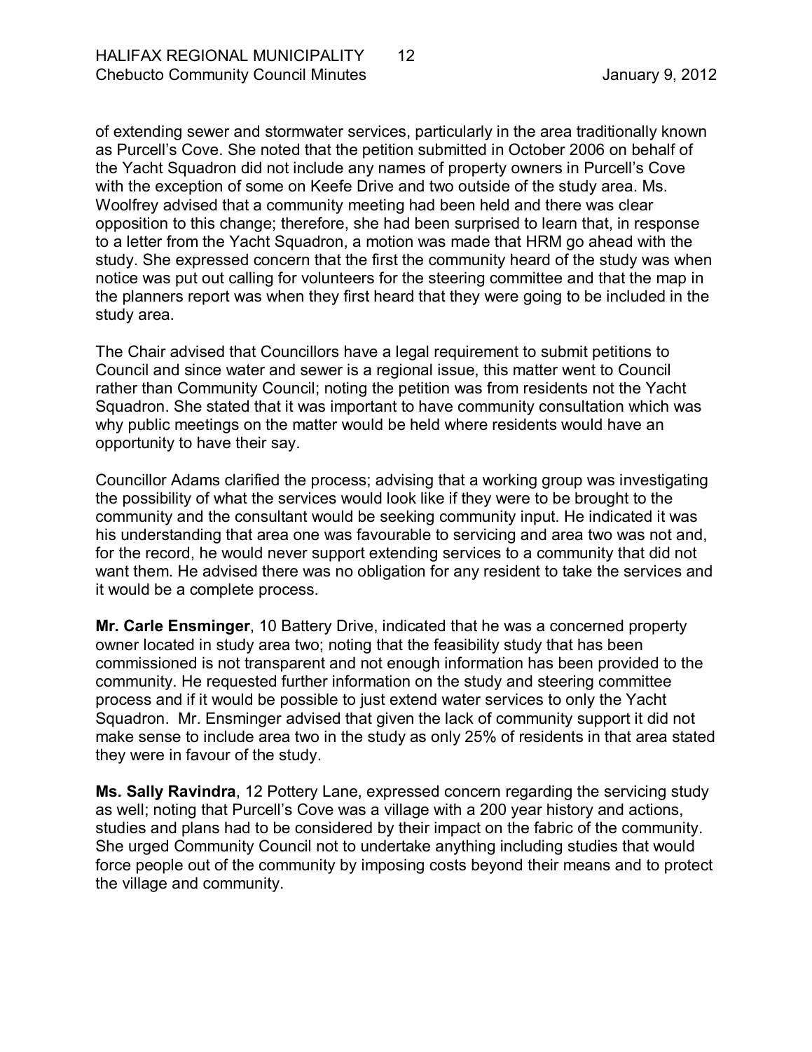of extending sewer and stormwater services, particularly in the area traditionally known as Purcell's Cove. She noted that the petition submitted in October 2006 on behalf of the Yacht Squadron did not include any names of property owners in Purcell's Cove with the exception of some on Keefe Drive and two outside of the study area. Ms. Woolfrey advised that a community meeting had been held and there was clear opposition to this change; therefore, she had been surprised to learn that, in response to a letter from the Yacht Squadron, a motion was made that HRM go ahead with the study. She expressed concern that the first the community heard of the study was when notice was put out calling for volunteers for the steering committee and that the map in the planners report was when they first heard that they were going to be included in the study area.

The Chair advised that Councillors have a legal requirement to submit petitions to Council and since water and sewer is a regional issue, this matter went to Council rather than Community Council; noting the petition was from residents not the Yacht Squadron. She stated that it was important to have community consultation which was why public meetings on the matter would be held where residents would have an opportunity to have their say.

Councillor Adams clarified the process; advising that a working group was investigating the possibility of what the services would look like if they were to be brought to the community and the consultant would be seeking community input. He indicated it was his understanding that area one was favourable to servicing and area two was not and, for the record, he would never support extending services to a community that did not want them. He advised there was no obligation for any resident to take the services and it would be a complete process.

**Mr. Carle Ensminger**, 10 Battery Drive, indicated that he was a concerned property owner located in study area two; noting that the feasibility study that has been commissioned is not transparent and not enough information has been provided to the community. He requested further information on the study and steering committee process and if it would be possible to just extend water services to only the Yacht Squadron. Mr. Ensminger advised that given the lack of community support it did not make sense to include area two in the study as only 25% of residents in that area stated they were in favour of the study.

**Ms. Sally Ravindra**, 12 Pottery Lane, expressed concern regarding the servicing study as well; noting that Purcell's Cove was a village with a 200 year history and actions, studies and plans had to be considered by their impact on the fabric of the community. She urged Community Council not to undertake anything including studies that would force people out of the community by imposing costs beyond their means and to protect the village and community.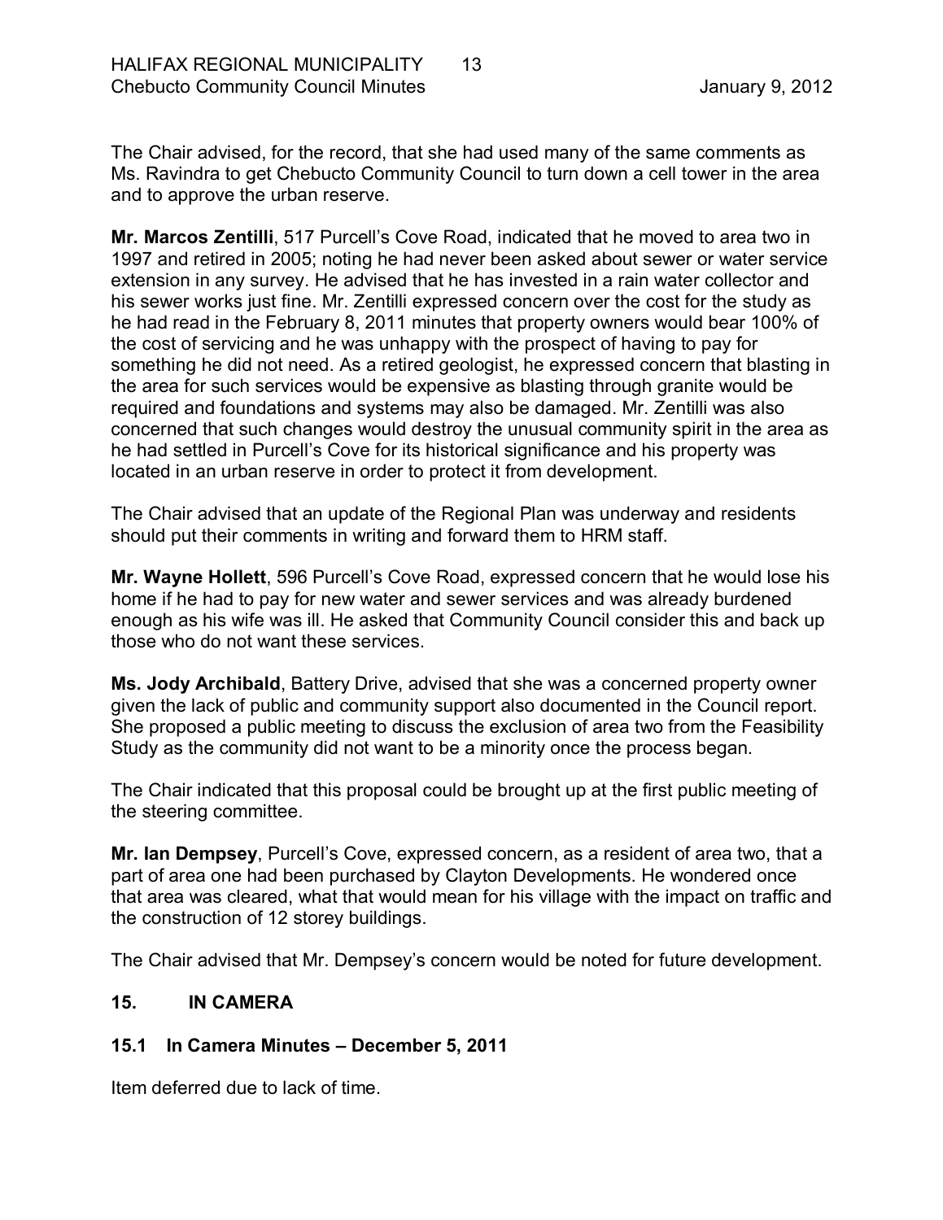The Chair advised, for the record, that she had used many of the same comments as Ms. Ravindra to get Chebucto Community Council to turn down a cell tower in the area and to approve the urban reserve.

**Mr. Marcos Zentilli**, 517 Purcell's Cove Road, indicated that he moved to area two in 1997 and retired in 2005; noting he had never been asked about sewer or water service extension in any survey. He advised that he has invested in a rain water collector and his sewer works just fine. Mr. Zentilli expressed concern over the cost for the study as he had read in the February 8, 2011 minutes that property owners would bear 100% of the cost of servicing and he was unhappy with the prospect of having to pay for something he did not need. As a retired geologist, he expressed concern that blasting in the area for such services would be expensive as blasting through granite would be required and foundations and systems may also be damaged. Mr. Zentilli was also concerned that such changes would destroy the unusual community spirit in the area as he had settled in Purcell's Cove for its historical significance and his property was located in an urban reserve in order to protect it from development.

The Chair advised that an update of the Regional Plan was underway and residents should put their comments in writing and forward them to HRM staff.

**Mr. Wayne Hollett**, 596 Purcell's Cove Road, expressed concern that he would lose his home if he had to pay for new water and sewer services and was already burdened enough as his wife was ill. He asked that Community Council consider this and back up those who do not want these services.

**Ms. Jody Archibald**, Battery Drive, advised that she was a concerned property owner given the lack of public and community support also documented in the Council report. She proposed a public meeting to discuss the exclusion of area two from the Feasibility Study as the community did not want to be a minority once the process began.

The Chair indicated that this proposal could be brought up at the first public meeting of the steering committee.

**Mr. Ian Dempsey**, Purcell's Cove, expressed concern, as a resident of area two, that a part of area one had been purchased by Clayton Developments. He wondered once that area was cleared, what that would mean for his village with the impact on traffic and the construction of 12 storey buildings.

The Chair advised that Mr. Dempsey's concern would be noted for future development.

## 15. IN CAMERA

### 15.1 In Camera Minutes – December 5, 2011

Item deferred due to lack of time.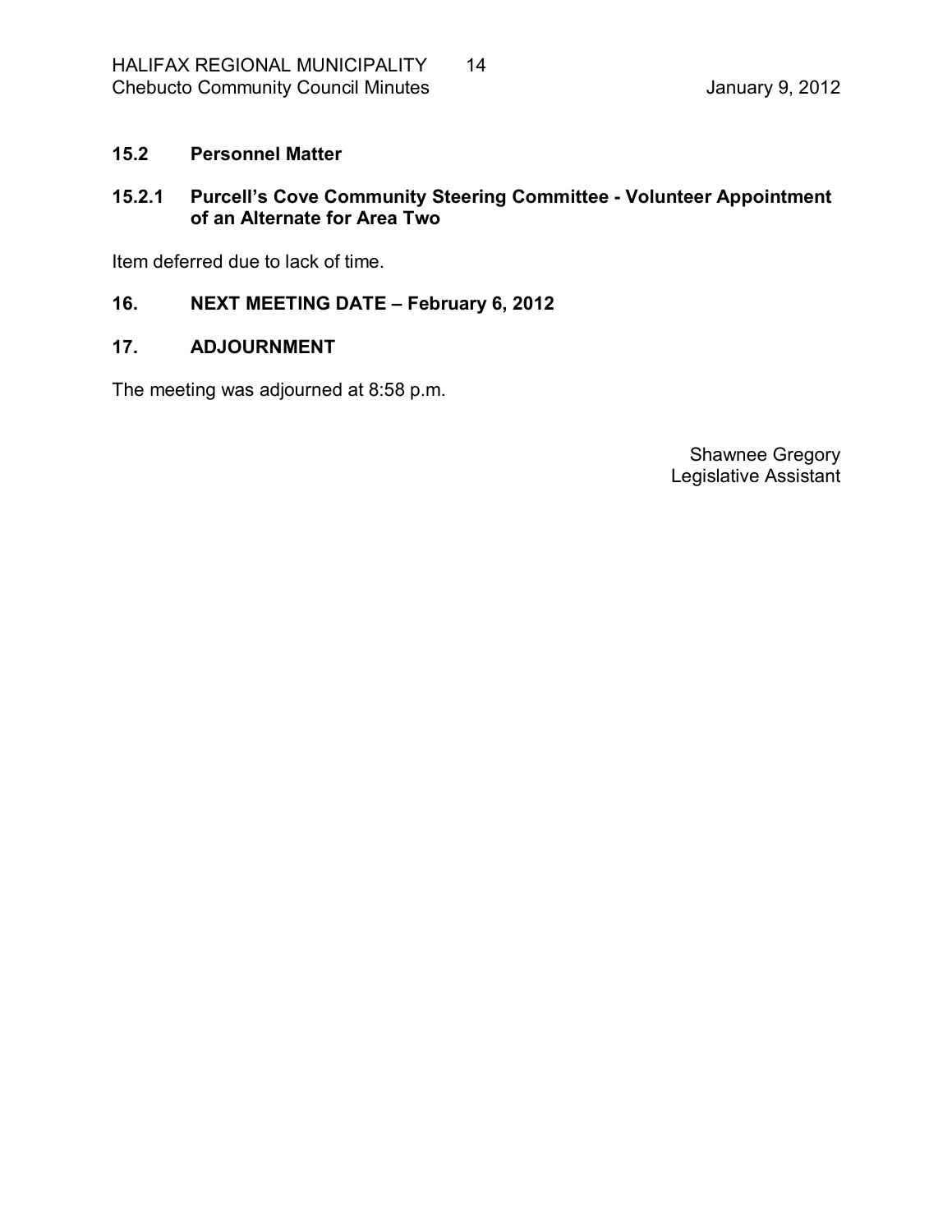## 15.2 Personnel Matter

### 15.2.1 Purcell's Cove Community Steering Committee - Volunteer Appointment of an Alternate for Area Two

Item deferred due to lack of time.

## 16. NEXT MEETING DATE – February 6, 2012

## 17. ADJOURNMENT

The meeting was adjourned at 8:58 p.m.

Shawnee Gregory
Legislative Assistant